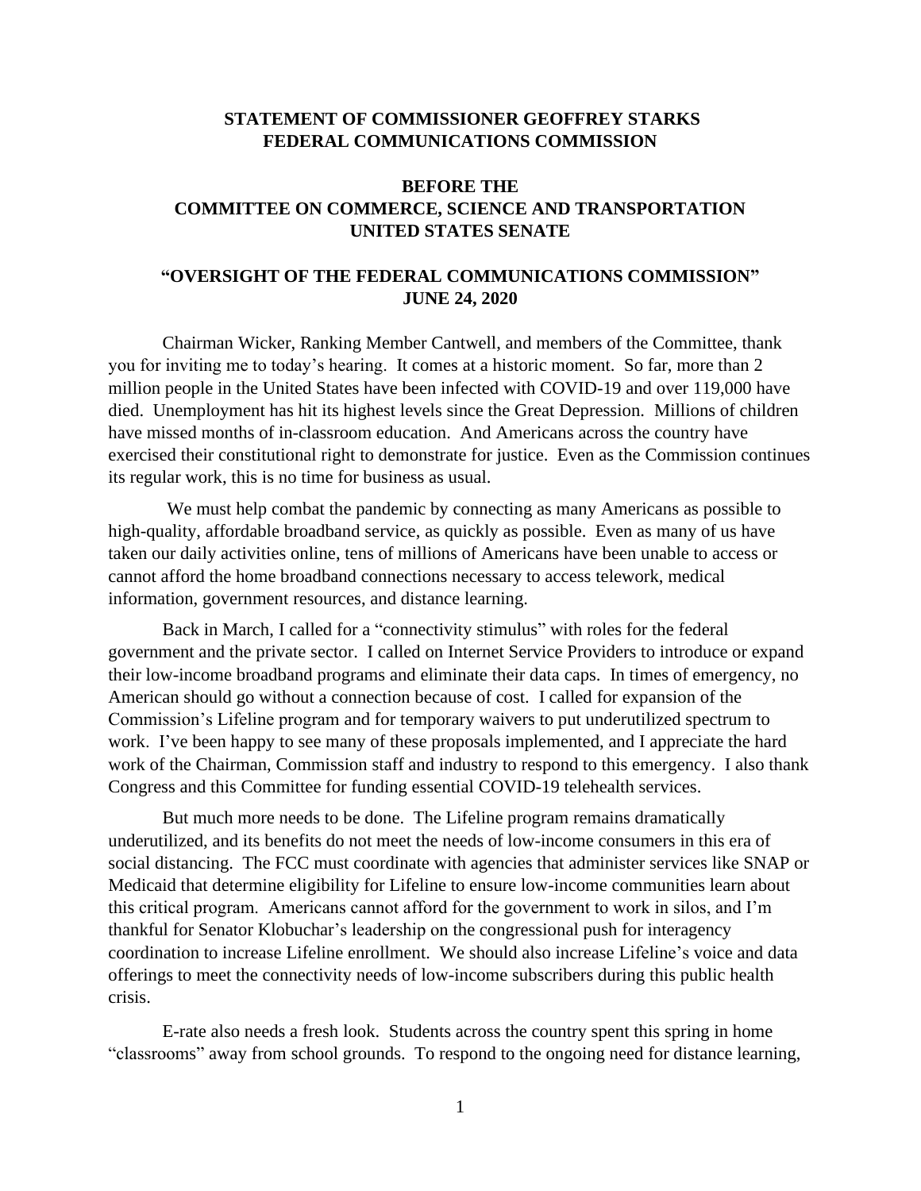**STATEMENT OF COMMISSIONER GEOFFREY STARKS**
**FEDERAL COMMUNICATIONS COMMISSION**

**BEFORE THE**
**COMMITTEE ON COMMERCE, SCIENCE AND TRANSPORTATION**
**UNITED STATES SENATE**

**"OVERSIGHT OF THE FEDERAL COMMUNICATIONS COMMISSION"**
**JUNE 24, 2020**

Chairman Wicker, Ranking Member Cantwell, and members of the Committee, thank you for inviting me to today's hearing. It comes at a historic moment. So far, more than 2 million people in the United States have been infected with COVID-19 and over 119,000 have died. Unemployment has hit its highest levels since the Great Depression. Millions of children have missed months of in-classroom education. And Americans across the country have exercised their constitutional right to demonstrate for justice. Even as the Commission continues its regular work, this is no time for business as usual.

We must help combat the pandemic by connecting as many Americans as possible to high-quality, affordable broadband service, as quickly as possible. Even as many of us have taken our daily activities online, tens of millions of Americans have been unable to access or cannot afford the home broadband connections necessary to access telework, medical information, government resources, and distance learning.

Back in March, I called for a "connectivity stimulus" with roles for the federal government and the private sector. I called on Internet Service Providers to introduce or expand their low-income broadband programs and eliminate their data caps. In times of emergency, no American should go without a connection because of cost. I called for expansion of the Commission's Lifeline program and for temporary waivers to put underutilized spectrum to work. I've been happy to see many of these proposals implemented, and I appreciate the hard work of the Chairman, Commission staff and industry to respond to this emergency. I also thank Congress and this Committee for funding essential COVID-19 telehealth services.

But much more needs to be done. The Lifeline program remains dramatically underutilized, and its benefits do not meet the needs of low-income consumers in this era of social distancing. The FCC must coordinate with agencies that administer services like SNAP or Medicaid that determine eligibility for Lifeline to ensure low-income communities learn about this critical program. Americans cannot afford for the government to work in silos, and I'm thankful for Senator Klobuchar's leadership on the congressional push for interagency coordination to increase Lifeline enrollment. We should also increase Lifeline's voice and data offerings to meet the connectivity needs of low-income subscribers during this public health crisis.

E-rate also needs a fresh look. Students across the country spent this spring in home "classrooms" away from school grounds. To respond to the ongoing need for distance learning,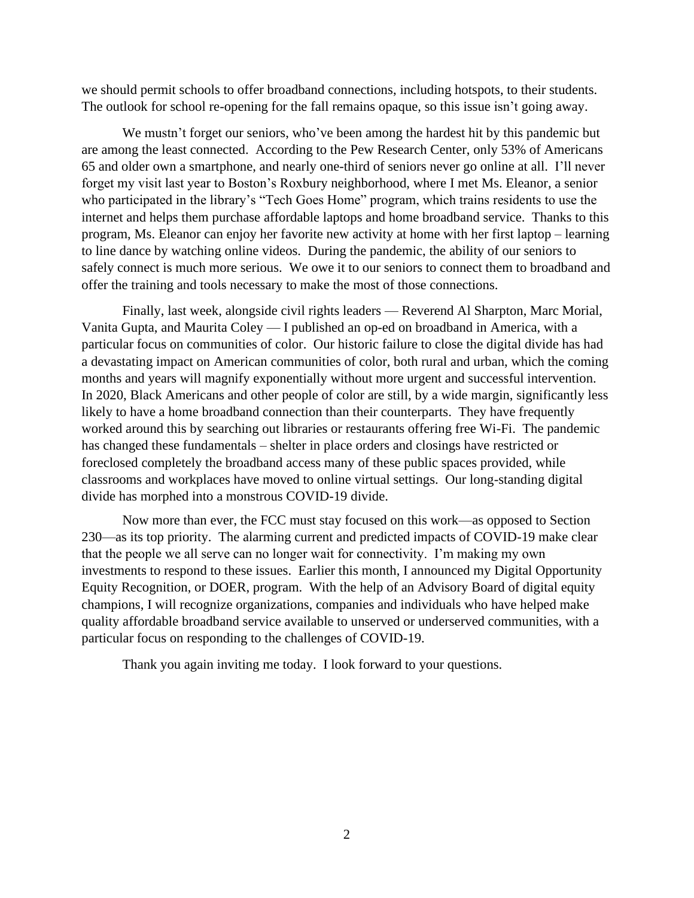we should permit schools to offer broadband connections, including hotspots, to their students. The outlook for school re-opening for the fall remains opaque, so this issue isn't going away.

We mustn't forget our seniors, who've been among the hardest hit by this pandemic but are among the least connected. According to the Pew Research Center, only 53% of Americans 65 and older own a smartphone, and nearly one-third of seniors never go online at all. I'll never forget my visit last year to Boston's Roxbury neighborhood, where I met Ms. Eleanor, a senior who participated in the library's "Tech Goes Home" program, which trains residents to use the internet and helps them purchase affordable laptops and home broadband service. Thanks to this program, Ms. Eleanor can enjoy her favorite new activity at home with her first laptop – learning to line dance by watching online videos. During the pandemic, the ability of our seniors to safely connect is much more serious. We owe it to our seniors to connect them to broadband and offer the training and tools necessary to make the most of those connections.

Finally, last week, alongside civil rights leaders — Reverend Al Sharpton, Marc Morial, Vanita Gupta, and Maurita Coley — I published an op-ed on broadband in America, with a particular focus on communities of color. Our historic failure to close the digital divide has had a devastating impact on American communities of color, both rural and urban, which the coming months and years will magnify exponentially without more urgent and successful intervention. In 2020, Black Americans and other people of color are still, by a wide margin, significantly less likely to have a home broadband connection than their counterparts. They have frequently worked around this by searching out libraries or restaurants offering free Wi-Fi. The pandemic has changed these fundamentals – shelter in place orders and closings have restricted or foreclosed completely the broadband access many of these public spaces provided, while classrooms and workplaces have moved to online virtual settings. Our long-standing digital divide has morphed into a monstrous COVID-19 divide.

Now more than ever, the FCC must stay focused on this work—as opposed to Section 230—as its top priority. The alarming current and predicted impacts of COVID-19 make clear that the people we all serve can no longer wait for connectivity. I'm making my own investments to respond to these issues. Earlier this month, I announced my Digital Opportunity Equity Recognition, or DOER, program. With the help of an Advisory Board of digital equity champions, I will recognize organizations, companies and individuals who have helped make quality affordable broadband service available to unserved or underserved communities, with a particular focus on responding to the challenges of COVID-19.

Thank you again inviting me today. I look forward to your questions.